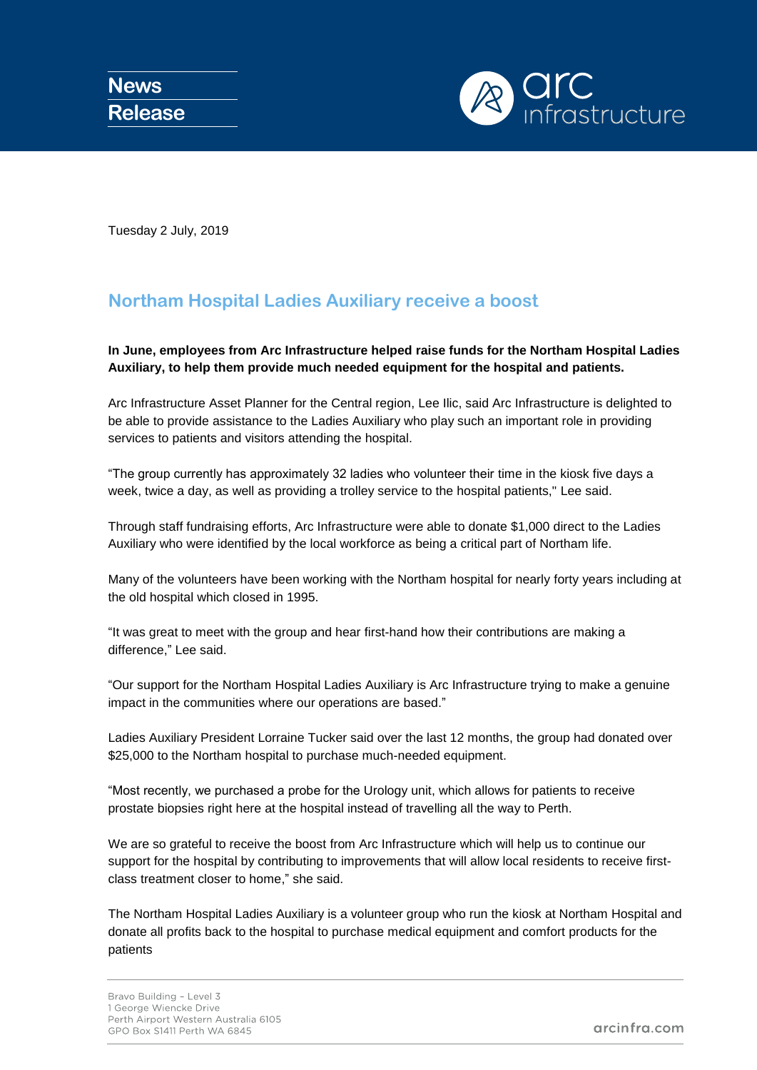News Release

arc infrastructure

Tuesday 2 July, 2019

## Northam Hospital Ladies Auxiliary receive a boost

**In June, employees from Arc Infrastructure helped raise funds for the Northam Hospital Ladies Auxiliary, to help them provide much needed equipment for the hospital and patients.**

Arc Infrastructure Asset Planner for the Central region, Lee Ilic, said Arc Infrastructure is delighted to be able to provide assistance to the Ladies Auxiliary who play such an important role in providing services to patients and visitors attending the hospital.

"The group currently has approximately 32 ladies who volunteer their time in the kiosk five days a week, twice a day, as well as providing a trolley service to the hospital patients," Lee said.

Through staff fundraising efforts, Arc Infrastructure were able to donate $1,000 direct to the Ladies Auxiliary who were identified by the local workforce as being a critical part of Northam life.

Many of the volunteers have been working with the Northam hospital for nearly forty years including at the old hospital which closed in 1995.

"It was great to meet with the group and hear first-hand how their contributions are making a difference," Lee said.

"Our support for the Northam Hospital Ladies Auxiliary is Arc Infrastructure trying to make a genuine impact in the communities where our operations are based."

Ladies Auxiliary President Lorraine Tucker said over the last 12 months, the group had donated over $25,000 to the Northam hospital to purchase much-needed equipment.

"Most recently, we purchased a probe for the Urology unit, which allows for patients to receive prostate biopsies right here at the hospital instead of travelling all the way to Perth.

We are so grateful to receive the boost from Arc Infrastructure which will help us to continue our support for the hospital by contributing to improvements that will allow local residents to receive first-class treatment closer to home," she said.

The Northam Hospital Ladies Auxiliary is a volunteer group who run the kiosk at Northam Hospital and donate all profits back to the hospital to purchase medical equipment and comfort products for the patients

Bravo Building – Level 3
1 George Wiencke Drive
Perth Airport Western Australia 6105
GPO Box S1411 Perth WA 6845

arcinfra.com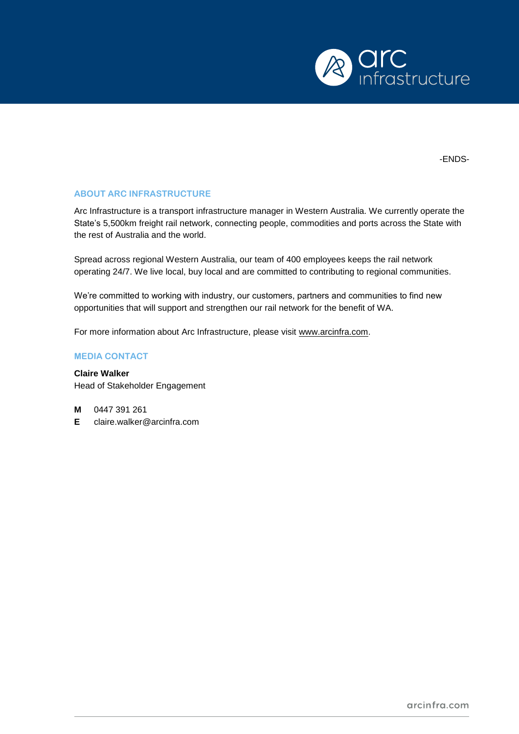-ENDS-

## ABOUT ARC INFRASTRUCTURE

Arc Infrastructure is a transport infrastructure manager in Western Australia. We currently operate the State's 5,500km freight rail network, connecting people, commodities and ports across the State with the rest of Australia and the world.

Spread across regional Western Australia, our team of 400 employees keeps the rail network operating 24/7. We live local, buy local and are committed to contributing to regional communities.

We're committed to working with industry, our customers, partners and communities to find new opportunities that will support and strengthen our rail network for the benefit of WA.

For more information about Arc Infrastructure, please visit www.arcinfra.com.

## MEDIA CONTACT

**Claire Walker**
Head of Stakeholder Engagement

**M** 0447 391 261
**E** claire.walker@arcinfra.com